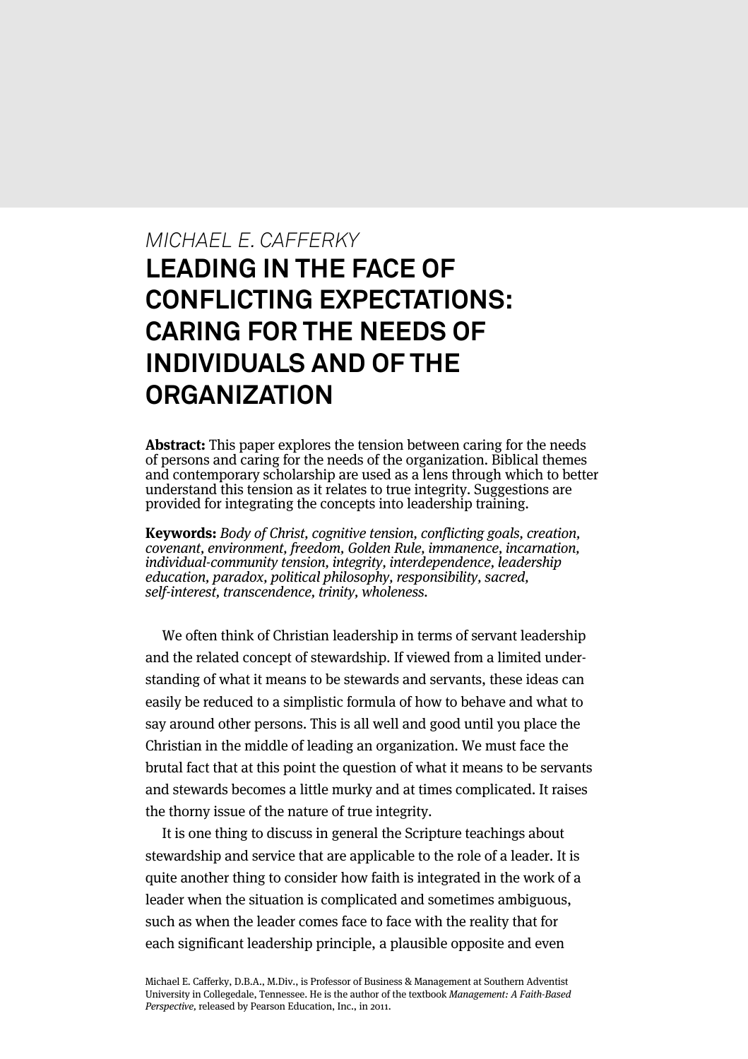*MICHAEL E. CAFFERKY*

# LEADING IN THE FACE OF CONFLICTING EXPECTATIONS: CARING FOR THE NEEDS OF INDIVIDUALS AND OF THE ORGANIZATION

**Abstract:** This paper explores the tension between caring for the needs of persons and caring for the needs of the organization. Biblical themes and contemporary scholarship are used as a lens through which to better understand this tension as it relates to true integrity. Suggestions are provided for integrating the concepts into leadership training.

**Keywords:** *Body of Christ, cognitive tension, conflicting goals, creation, covenant, environment, freedom, Golden Rule, immanence, incarnation, individual-community tension, integrity, interdependence, leadership education, paradox, political philosophy, responsibility, sacred, self-interest, transcendence, trinity, wholeness.*

We often think of Christian leadership in terms of servant leadership and the related concept of stewardship. If viewed from a limited understanding of what it means to be stewards and servants, these ideas can easily be reduced to a simplistic formula of how to behave and what to say around other persons. This is all well and good until you place the Christian in the middle of leading an organization. We must face the brutal fact that at this point the question of what it means to be servants and stewards becomes a little murky and at times complicated. It raises the thorny issue of the nature of true integrity.

It is one thing to discuss in general the Scripture teachings about stewardship and service that are applicable to the role of a leader. It is quite another thing to consider how faith is integrated in the work of a leader when the situation is complicated and sometimes ambiguous, such as when the leader comes face to face with the reality that for each significant leadership principle, a plausible opposite and even

Michael E. Cafferky, D.B.A., M.Div., is Professor of Business & Management at Southern Adventist University in Collegedale, Tennessee. He is the author of the textbook *Management: A Faith-Based Perspective,* released by Pearson Education, Inc., in 2011.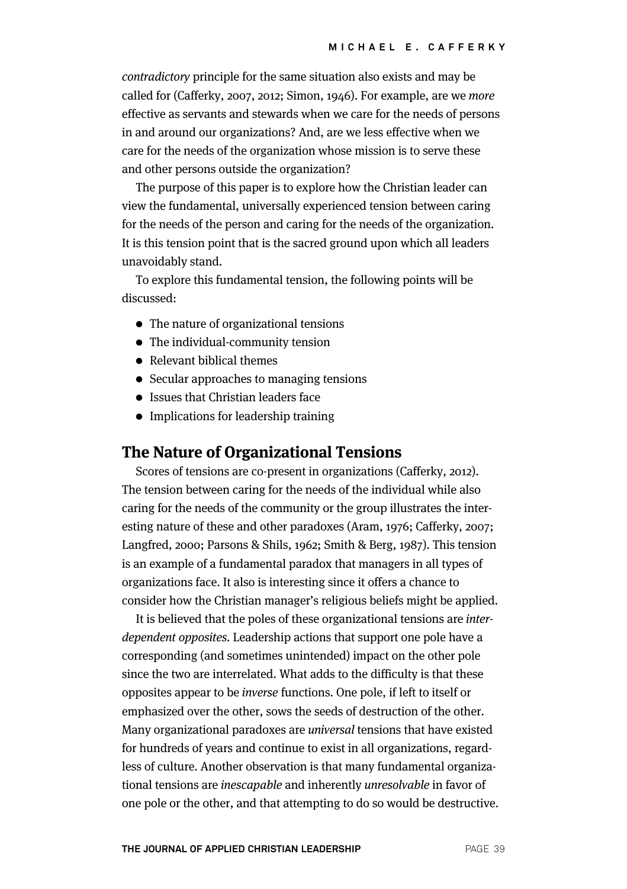*contradictory* principle for the same situation also exists and may be called for (Cafferky, 2007, 2012; Simon, 1946). For example, are we *more* effective as servants and stewards when we care for the needs of persons in and around our organizations? And, are we less effective when we care for the needs of the organization whose mission is to serve these and other persons outside the organization?

The purpose of this paper is to explore how the Christian leader can view the fundamental, universally experienced tension between caring for the needs of the person and caring for the needs of the organization. It is this tension point that is the sacred ground upon which all leaders unavoidably stand.

To explore this fundamental tension, the following points will be discussed:

- The nature of organizational tensions
- The individual-community tension
- Relevant biblical themes
- Secular approaches to managing tensions
- Issues that Christian leaders face
- Implications for leadership training

## The Nature of Organizational Tensions

Scores of tensions are co-present in organizations (Cafferky, 2012). The tension between caring for the needs of the individual while also caring for the needs of the community or the group illustrates the interesting nature of these and other paradoxes (Aram, 1976; Cafferky, 2007; Langfred, 2000; Parsons & Shils, 1962; Smith & Berg, 1987). This tension is an example of a fundamental paradox that managers in all types of organizations face. It also is interesting since it offers a chance to consider how the Christian manager's religious beliefs might be applied.

It is believed that the poles of these organizational tensions are *interdependent opposites*. Leadership actions that support one pole have a corresponding (and sometimes unintended) impact on the other pole since the two are interrelated. What adds to the difficulty is that these opposites appear to be *inverse* functions. One pole, if left to itself or emphasized over the other, sows the seeds of destruction of the other. Many organizational paradoxes are *universal* tensions that have existed for hundreds of years and continue to exist in all organizations, regardless of culture. Another observation is that many fundamental organizational tensions are *inescapable* and inherently *unresolvable* in favor of one pole or the other, and that attempting to do so would be destructive.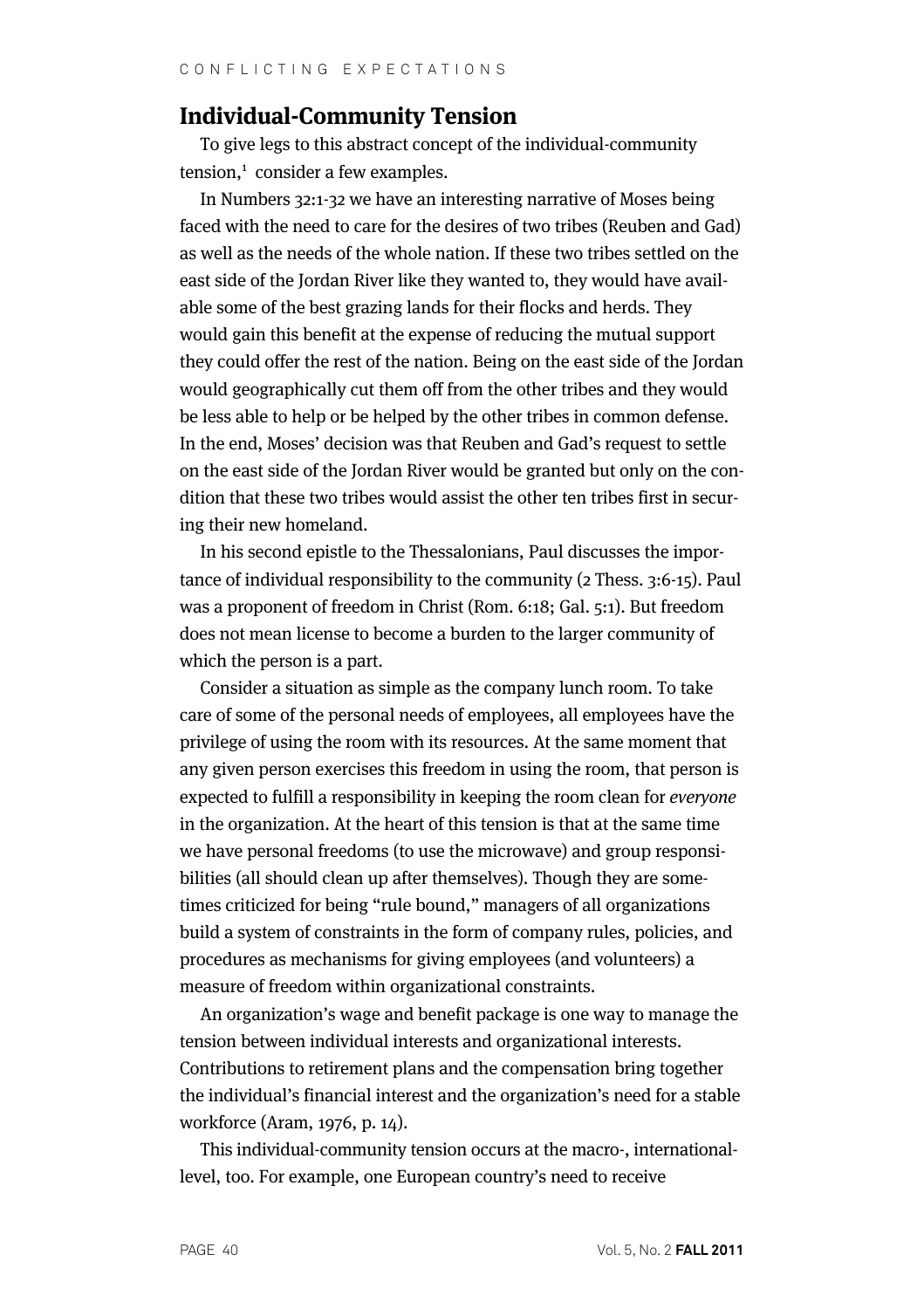## Individual-Community Tension

To give legs to this abstract concept of the individual-community tension,[1] consider a few examples.

In Numbers 32:1-32 we have an interesting narrative of Moses being faced with the need to care for the desires of two tribes (Reuben and Gad) as well as the needs of the whole nation. If these two tribes settled on the east side of the Jordan River like they wanted to, they would have available some of the best grazing lands for their flocks and herds. They would gain this benefit at the expense of reducing the mutual support they could offer the rest of the nation. Being on the east side of the Jordan would geographically cut them off from the other tribes and they would be less able to help or be helped by the other tribes in common defense. In the end, Moses' decision was that Reuben and Gad's request to settle on the east side of the Jordan River would be granted but only on the condition that these two tribes would assist the other ten tribes first in securing their new homeland.

In his second epistle to the Thessalonians, Paul discusses the importance of individual responsibility to the community (2 Thess. 3:6-15). Paul was a proponent of freedom in Christ (Rom. 6:18; Gal. 5:1). But freedom does not mean license to become a burden to the larger community of which the person is a part.

Consider a situation as simple as the company lunch room. To take care of some of the personal needs of employees, all employees have the privilege of using the room with its resources. At the same moment that any given person exercises this freedom in using the room, that person is expected to fulfill a responsibility in keeping the room clean for *everyone* in the organization. At the heart of this tension is that at the same time we have personal freedoms (to use the microwave) and group responsibilities (all should clean up after themselves). Though they are sometimes criticized for being "rule bound," managers of all organizations build a system of constraints in the form of company rules, policies, and procedures as mechanisms for giving employees (and volunteers) a measure of freedom within organizational constraints.

An organization's wage and benefit package is one way to manage the tension between individual interests and organizational interests. Contributions to retirement plans and the compensation bring together the individual's financial interest and the organization's need for a stable workforce (Aram, 1976, p. 14).

This individual-community tension occurs at the macro-, international-level, too. For example, one European country's need to receive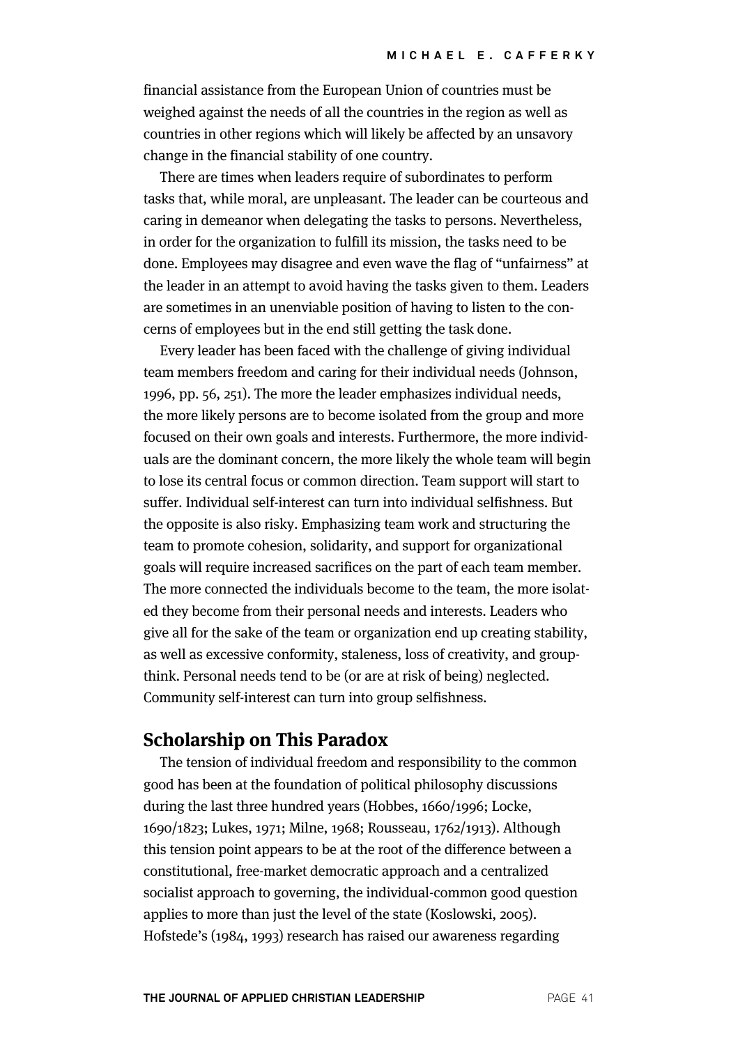financial assistance from the European Union of countries must be weighed against the needs of all the countries in the region as well as countries in other regions which will likely be affected by an unsavory change in the financial stability of one country.

There are times when leaders require of subordinates to perform tasks that, while moral, are unpleasant. The leader can be courteous and caring in demeanor when delegating the tasks to persons. Nevertheless, in order for the organization to fulfill its mission, the tasks need to be done. Employees may disagree and even wave the flag of "unfairness" at the leader in an attempt to avoid having the tasks given to them. Leaders are sometimes in an unenviable position of having to listen to the concerns of employees but in the end still getting the task done.

Every leader has been faced with the challenge of giving individual team members freedom and caring for their individual needs (Johnson, 1996, pp. 56, 251). The more the leader emphasizes individual needs, the more likely persons are to become isolated from the group and more focused on their own goals and interests. Furthermore, the more individuals are the dominant concern, the more likely the whole team will begin to lose its central focus or common direction. Team support will start to suffer. Individual self-interest can turn into individual selfishness. But the opposite is also risky. Emphasizing team work and structuring the team to promote cohesion, solidarity, and support for organizational goals will require increased sacrifices on the part of each team member. The more connected the individuals become to the team, the more isolated they become from their personal needs and interests. Leaders who give all for the sake of the team or organization end up creating stability, as well as excessive conformity, staleness, loss of creativity, and groupthink. Personal needs tend to be (or are at risk of being) neglected. Community self-interest can turn into group selfishness.

## Scholarship on This Paradox

The tension of individual freedom and responsibility to the common good has been at the foundation of political philosophy discussions during the last three hundred years (Hobbes, 1660/1996; Locke, 1690/1823; Lukes, 1971; Milne, 1968; Rousseau, 1762/1913). Although this tension point appears to be at the root of the difference between a constitutional, free-market democratic approach and a centralized socialist approach to governing, the individual-common good question applies to more than just the level of the state (Koslowski, 2005). Hofstede's (1984, 1993) research has raised our awareness regarding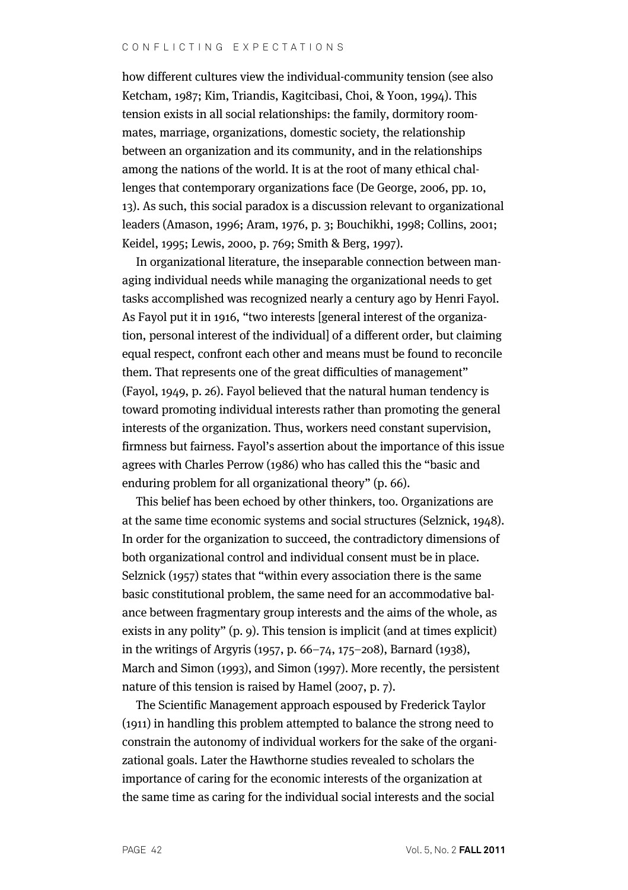how different cultures view the individual-community tension (see also Ketcham, 1987; Kim, Triandis, Kagitcibasi, Choi, & Yoon, 1994). This tension exists in all social relationships: the family, dormitory roommates, marriage, organizations, domestic society, the relationship between an organization and its community, and in the relationships among the nations of the world. It is at the root of many ethical challenges that contemporary organizations face (De George, 2006, pp. 10, 13). As such, this social paradox is a discussion relevant to organizational leaders (Amason, 1996; Aram, 1976, p. 3; Bouchikhi, 1998; Collins, 2001; Keidel, 1995; Lewis, 2000, p. 769; Smith & Berg, 1997).

In organizational literature, the inseparable connection between managing individual needs while managing the organizational needs to get tasks accomplished was recognized nearly a century ago by Henri Fayol. As Fayol put it in 1916, "two interests [general interest of the organization, personal interest of the individual] of a different order, but claiming equal respect, confront each other and means must be found to reconcile them. That represents one of the great difficulties of management" (Fayol, 1949, p. 26). Fayol believed that the natural human tendency is toward promoting individual interests rather than promoting the general interests of the organization. Thus, workers need constant supervision, firmness but fairness. Fayol's assertion about the importance of this issue agrees with Charles Perrow (1986) who has called this the "basic and enduring problem for all organizational theory" (p. 66).

This belief has been echoed by other thinkers, too. Organizations are at the same time economic systems and social structures (Selznick, 1948). In order for the organization to succeed, the contradictory dimensions of both organizational control and individual consent must be in place. Selznick (1957) states that "within every association there is the same basic constitutional problem, the same need for an accommodative balance between fragmentary group interests and the aims of the whole, as exists in any polity" (p. 9). This tension is implicit (and at times explicit) in the writings of Argyris (1957, p. 66–74, 175–208), Barnard (1938), March and Simon (1993), and Simon (1997). More recently, the persistent nature of this tension is raised by Hamel (2007, p. 7).

The Scientific Management approach espoused by Frederick Taylor (1911) in handling this problem attempted to balance the strong need to constrain the autonomy of individual workers for the sake of the organizational goals. Later the Hawthorne studies revealed to scholars the importance of caring for the economic interests of the organization at the same time as caring for the individual social interests and the social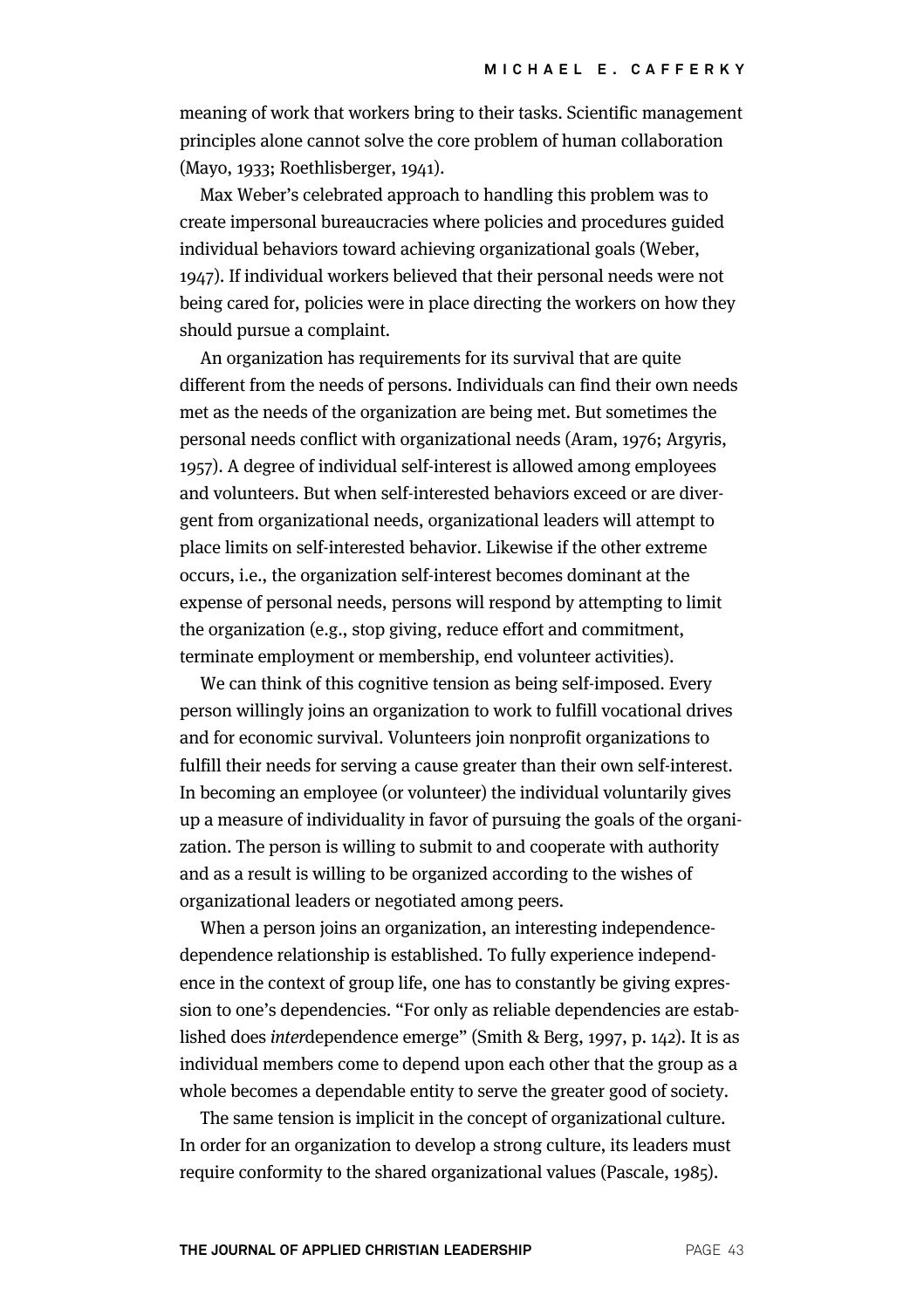meaning of work that workers bring to their tasks. Scientific management principles alone cannot solve the core problem of human collaboration (Mayo, 1933; Roethlisberger, 1941).

Max Weber's celebrated approach to handling this problem was to create impersonal bureaucracies where policies and procedures guided individual behaviors toward achieving organizational goals (Weber, 1947). If individual workers believed that their personal needs were not being cared for, policies were in place directing the workers on how they should pursue a complaint.

An organization has requirements for its survival that are quite different from the needs of persons. Individuals can find their own needs met as the needs of the organization are being met. But sometimes the personal needs conflict with organizational needs (Aram, 1976; Argyris, 1957). A degree of individual self-interest is allowed among employees and volunteers. But when self-interested behaviors exceed or are divergent from organizational needs, organizational leaders will attempt to place limits on self-interested behavior. Likewise if the other extreme occurs, i.e., the organization self-interest becomes dominant at the expense of personal needs, persons will respond by attempting to limit the organization (e.g., stop giving, reduce effort and commitment, terminate employment or membership, end volunteer activities).

We can think of this cognitive tension as being self-imposed. Every person willingly joins an organization to work to fulfill vocational drives and for economic survival. Volunteers join nonprofit organizations to fulfill their needs for serving a cause greater than their own self-interest. In becoming an employee (or volunteer) the individual voluntarily gives up a measure of individuality in favor of pursuing the goals of the organization. The person is willing to submit to and cooperate with authority and as a result is willing to be organized according to the wishes of organizational leaders or negotiated among peers.

When a person joins an organization, an interesting independence-dependence relationship is established. To fully experience independence in the context of group life, one has to constantly be giving expression to one's dependencies. "For only as reliable dependencies are established does *inter*dependence emerge" (Smith & Berg, 1997, p. 142). It is as individual members come to depend upon each other that the group as a whole becomes a dependable entity to serve the greater good of society.

The same tension is implicit in the concept of organizational culture. In order for an organization to develop a strong culture, its leaders must require conformity to the shared organizational values (Pascale, 1985).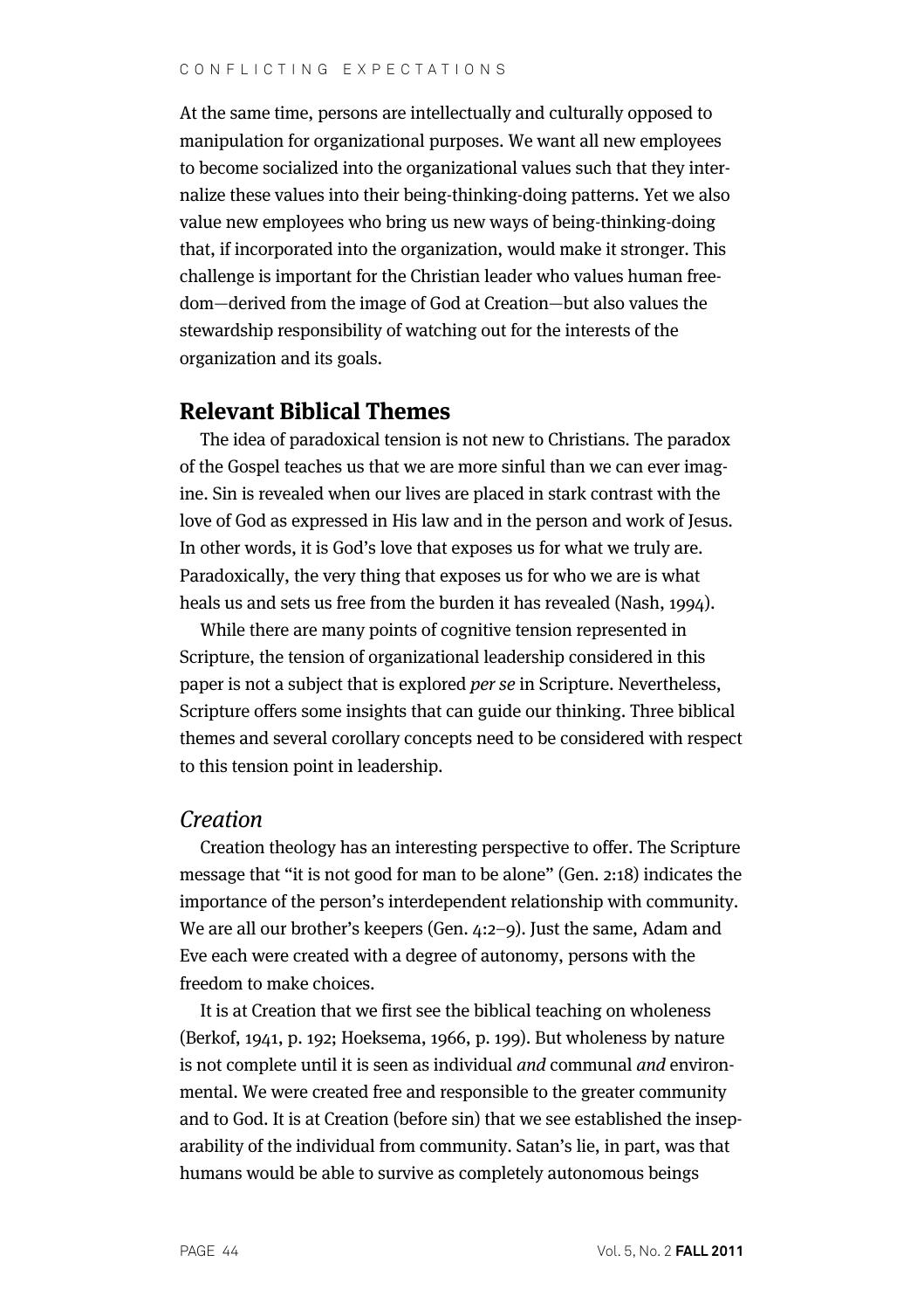At the same time, persons are intellectually and culturally opposed to manipulation for organizational purposes. We want all new employees to become socialized into the organizational values such that they internalize these values into their being-thinking-doing patterns. Yet we also value new employees who bring us new ways of being-thinking-doing that, if incorporated into the organization, would make it stronger. This challenge is important for the Christian leader who values human freedom—derived from the image of God at Creation—but also values the stewardship responsibility of watching out for the interests of the organization and its goals.

## Relevant Biblical Themes

The idea of paradoxical tension is not new to Christians. The paradox of the Gospel teaches us that we are more sinful than we can ever imagine. Sin is revealed when our lives are placed in stark contrast with the love of God as expressed in His law and in the person and work of Jesus. In other words, it is God's love that exposes us for what we truly are. Paradoxically, the very thing that exposes us for who we are is what heals us and sets us free from the burden it has revealed (Nash, 1994).

While there are many points of cognitive tension represented in Scripture, the tension of organizational leadership considered in this paper is not a subject that is explored *per se* in Scripture. Nevertheless, Scripture offers some insights that can guide our thinking. Three biblical themes and several corollary concepts need to be considered with respect to this tension point in leadership.

### *Creation*

Creation theology has an interesting perspective to offer. The Scripture message that "it is not good for man to be alone" (Gen. 2:18) indicates the importance of the person's interdependent relationship with community. We are all our brother's keepers (Gen. 4:2–9). Just the same, Adam and Eve each were created with a degree of autonomy, persons with the freedom to make choices.

It is at Creation that we first see the biblical teaching on wholeness (Berkof, 1941, p. 192; Hoeksema, 1966, p. 199). But wholeness by nature is not complete until it is seen as individual *and* communal *and* environmental. We were created free and responsible to the greater community and to God. It is at Creation (before sin) that we see established the inseparability of the individual from community. Satan's lie, in part, was that humans would be able to survive as completely autonomous beings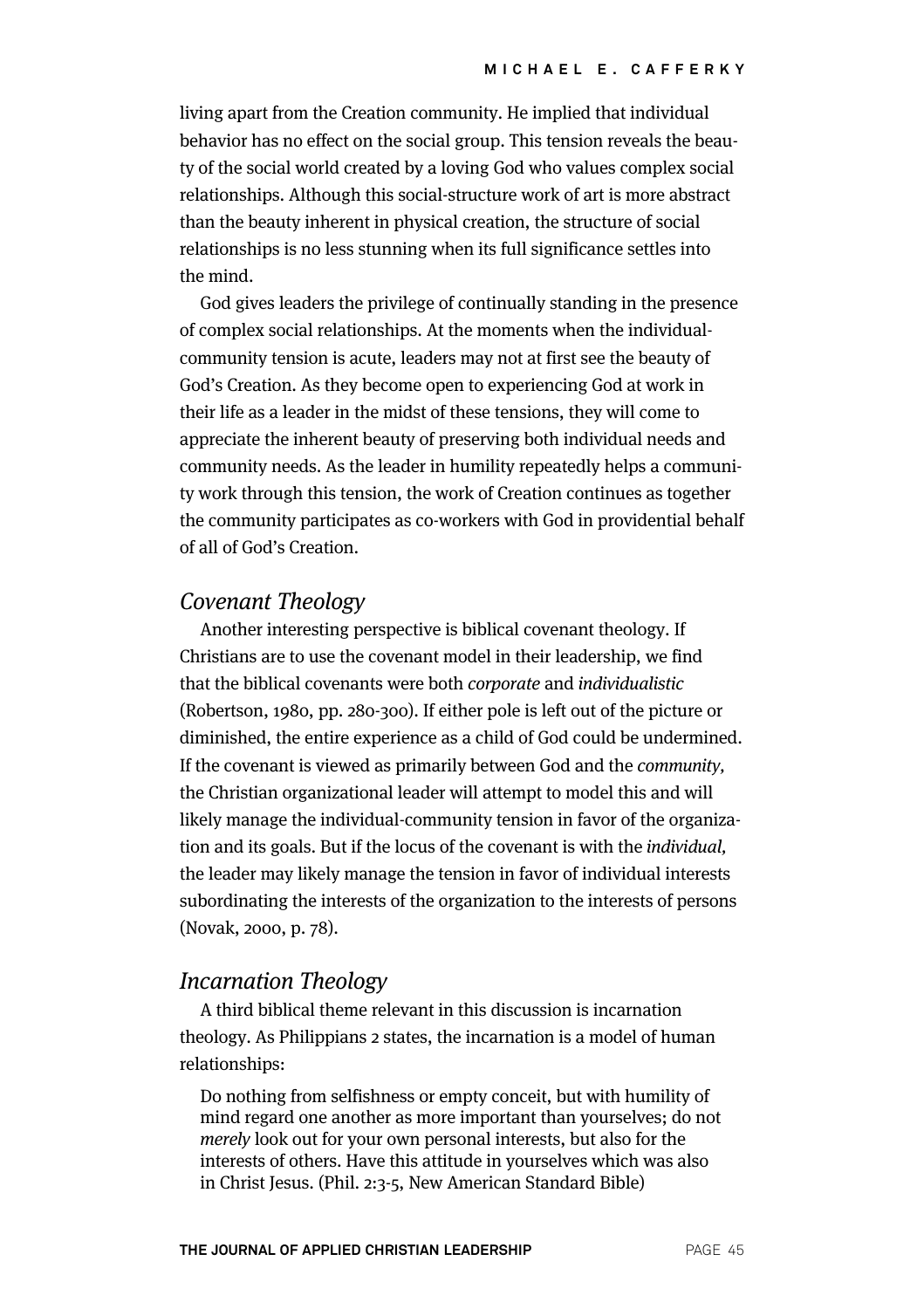living apart from the Creation community. He implied that individual behavior has no effect on the social group. This tension reveals the beauty of the social world created by a loving God who values complex social relationships. Although this social-structure work of art is more abstract than the beauty inherent in physical creation, the structure of social relationships is no less stunning when its full significance settles into the mind.

God gives leaders the privilege of continually standing in the presence of complex social relationships. At the moments when the individual-community tension is acute, leaders may not at first see the beauty of God's Creation. As they become open to experiencing God at work in their life as a leader in the midst of these tensions, they will come to appreciate the inherent beauty of preserving both individual needs and community needs. As the leader in humility repeatedly helps a community work through this tension, the work of Creation continues as together the community participates as co-workers with God in providential behalf of all of God's Creation.

## *Covenant Theology*

Another interesting perspective is biblical covenant theology. If Christians are to use the covenant model in their leadership, we find that the biblical covenants were both *corporate* and *individualistic* (Robertson, 1980, pp. 280-300). If either pole is left out of the picture or diminished, the entire experience as a child of God could be undermined. If the covenant is viewed as primarily between God and the *community,* the Christian organizational leader will attempt to model this and will likely manage the individual-community tension in favor of the organization and its goals. But if the locus of the covenant is with the *individual,* the leader may likely manage the tension in favor of individual interests subordinating the interests of the organization to the interests of persons (Novak, 2000, p. 78).

## *Incarnation Theology*

A third biblical theme relevant in this discussion is incarnation theology. As Philippians 2 states, the incarnation is a model of human relationships:

> Do nothing from selfishness or empty conceit, but with humility of mind regard one another as more important than yourselves; do not *merely* look out for your own personal interests, but also for the interests of others. Have this attitude in yourselves which was also in Christ Jesus. (Phil. 2:3-5, New American Standard Bible)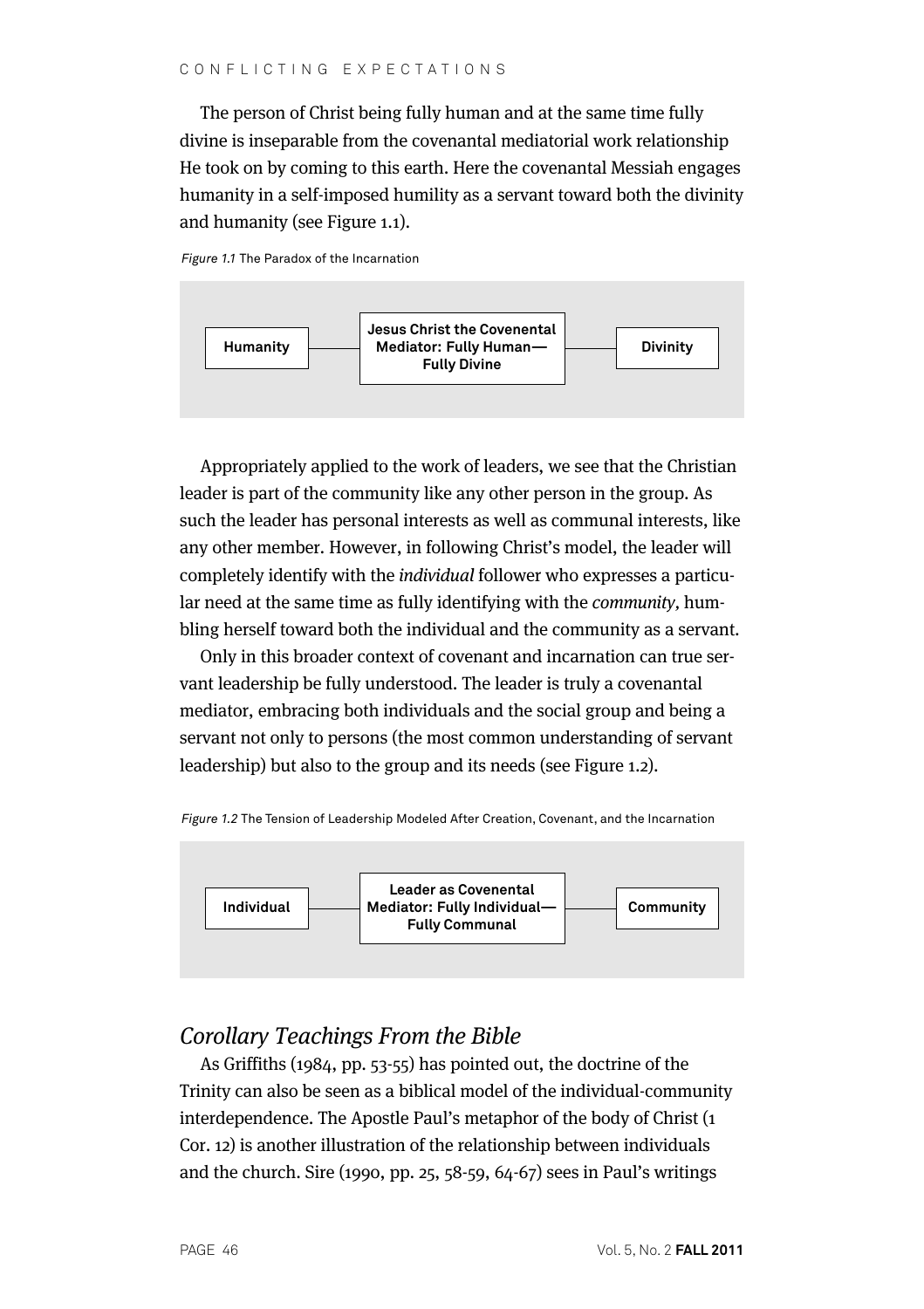The person of Christ being fully human and at the same time fully divine is inseparable from the covenantal mediatorial work relationship He took on by coming to this earth. Here the covenantal Messiah engages humanity in a self-imposed humility as a servant toward both the divinity and humanity (see Figure 1.1).

*Figure 1.1* The Paradox of the Incarnation

**Humanity** — **Jesus Christ the Covenental Mediator: Fully Human—Fully Divine** — **Divinity**

Appropriately applied to the work of leaders, we see that the Christian leader is part of the community like any other person in the group. As such the leader has personal interests as well as communal interests, like any other member. However, in following Christ's model, the leader will completely identify with the *individual* follower who expresses a particular need at the same time as fully identifying with the *community,* humbling herself toward both the individual and the community as a servant.

Only in this broader context of covenant and incarnation can true servant leadership be fully understood. The leader is truly a covenantal mediator, embracing both individuals and the social group and being a servant not only to persons (the most common understanding of servant leadership) but also to the group and its needs (see Figure 1.2).

*Figure 1.2* The Tension of Leadership Modeled After Creation, Covenant, and the Incarnation

**Individual** — **Leader as Covenental Mediator: Fully Individual—Fully Communal** — **Community**

## *Corollary Teachings From the Bible*

As Griffiths (1984, pp. 53-55) has pointed out, the doctrine of the Trinity can also be seen as a biblical model of the individual-community interdependence. The Apostle Paul's metaphor of the body of Christ (1 Cor. 12) is another illustration of the relationship between individuals and the church. Sire (1990, pp. 25, 58-59, 64-67) sees in Paul's writings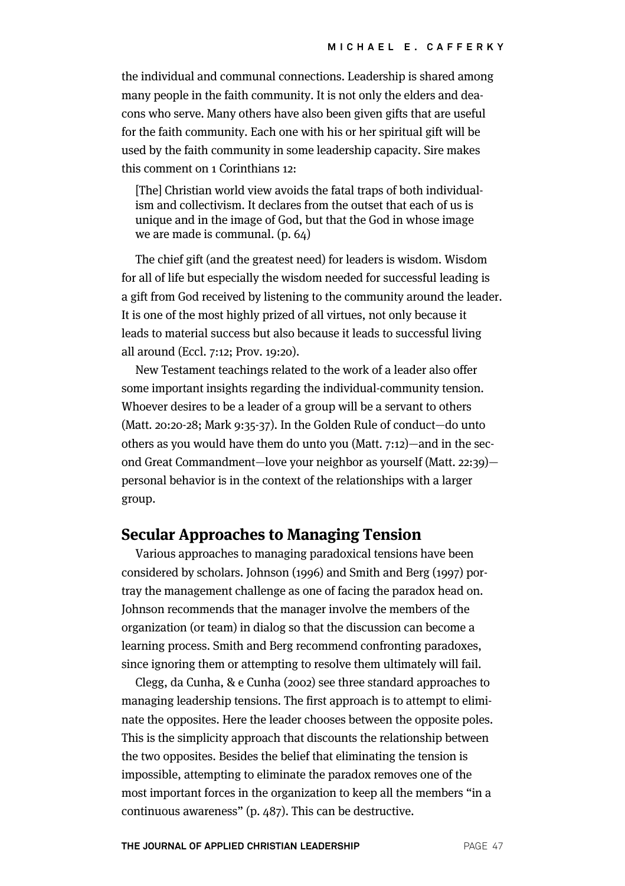the individual and communal connections. Leadership is shared among many people in the faith community. It is not only the elders and deacons who serve. Many others have also been given gifts that are useful for the faith community. Each one with his or her spiritual gift will be used by the faith community in some leadership capacity. Sire makes this comment on 1 Corinthians 12:

> [The] Christian world view avoids the fatal traps of both individualism and collectivism. It declares from the outset that each of us is unique and in the image of God, but that the God in whose image we are made is communal. (p. 64)

The chief gift (and the greatest need) for leaders is wisdom. Wisdom for all of life but especially the wisdom needed for successful leading is a gift from God received by listening to the community around the leader. It is one of the most highly prized of all virtues, not only because it leads to material success but also because it leads to successful living all around (Eccl. 7:12; Prov. 19:20).

New Testament teachings related to the work of a leader also offer some important insights regarding the individual-community tension. Whoever desires to be a leader of a group will be a servant to others (Matt. 20:20-28; Mark 9:35-37). In the Golden Rule of conduct—do unto others as you would have them do unto you (Matt. 7:12)—and in the second Great Commandment—love your neighbor as yourself (Matt. 22:39)—personal behavior is in the context of the relationships with a larger group.

## Secular Approaches to Managing Tension

Various approaches to managing paradoxical tensions have been considered by scholars. Johnson (1996) and Smith and Berg (1997) portray the management challenge as one of facing the paradox head on. Johnson recommends that the manager involve the members of the organization (or team) in dialog so that the discussion can become a learning process. Smith and Berg recommend confronting paradoxes, since ignoring them or attempting to resolve them ultimately will fail.

Clegg, da Cunha, & e Cunha (2002) see three standard approaches to managing leadership tensions. The first approach is to attempt to eliminate the opposites. Here the leader chooses between the opposite poles. This is the simplicity approach that discounts the relationship between the two opposites. Besides the belief that eliminating the tension is impossible, attempting to eliminate the paradox removes one of the most important forces in the organization to keep all the members "in a continuous awareness" (p. 487). This can be destructive.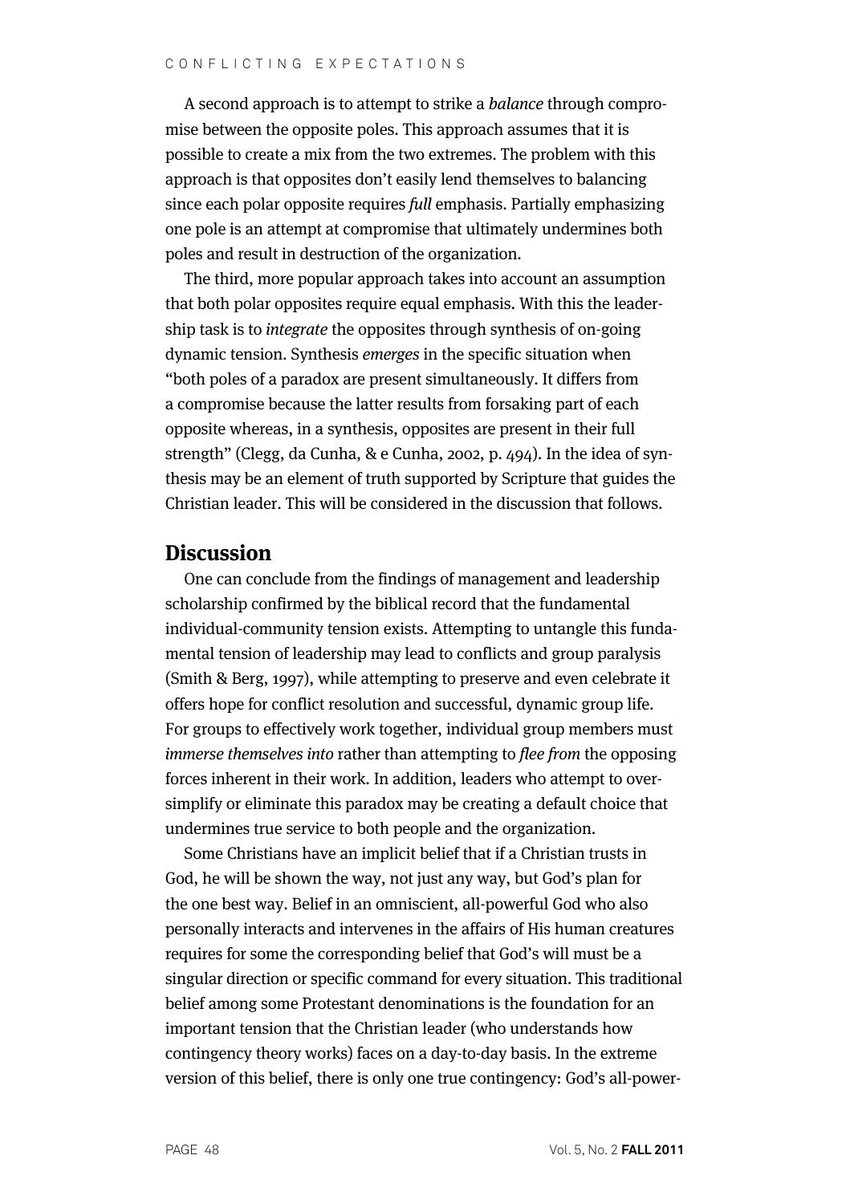A second approach is to attempt to strike a *balance* through compromise between the opposite poles. This approach assumes that it is possible to create a mix from the two extremes. The problem with this approach is that opposites don't easily lend themselves to balancing since each polar opposite requires *full* emphasis. Partially emphasizing one pole is an attempt at compromise that ultimately undermines both poles and result in destruction of the organization.

The third, more popular approach takes into account an assumption that both polar opposites require equal emphasis. With this the leadership task is to *integrate* the opposites through synthesis of on-going dynamic tension. Synthesis *emerges* in the specific situation when "both poles of a paradox are present simultaneously. It differs from a compromise because the latter results from forsaking part of each opposite whereas, in a synthesis, opposites are present in their full strength" (Clegg, da Cunha, & e Cunha, 2002, p. 494). In the idea of synthesis may be an element of truth supported by Scripture that guides the Christian leader. This will be considered in the discussion that follows.

## Discussion

One can conclude from the findings of management and leadership scholarship confirmed by the biblical record that the fundamental individual-community tension exists. Attempting to untangle this fundamental tension of leadership may lead to conflicts and group paralysis (Smith & Berg, 1997), while attempting to preserve and even celebrate it offers hope for conflict resolution and successful, dynamic group life. For groups to effectively work together, individual group members must *immerse themselves into* rather than attempting to *flee from* the opposing forces inherent in their work. In addition, leaders who attempt to oversimplify or eliminate this paradox may be creating a default choice that undermines true service to both people and the organization.

Some Christians have an implicit belief that if a Christian trusts in God, he will be shown the way, not just any way, but God's plan for the one best way. Belief in an omniscient, all-powerful God who also personally interacts and intervenes in the affairs of His human creatures requires for some the corresponding belief that God's will must be a singular direction or specific command for every situation. This traditional belief among some Protestant denominations is the foundation for an important tension that the Christian leader (who understands how contingency theory works) faces on a day-to-day basis. In the extreme version of this belief, there is only one true contingency: God's all-power-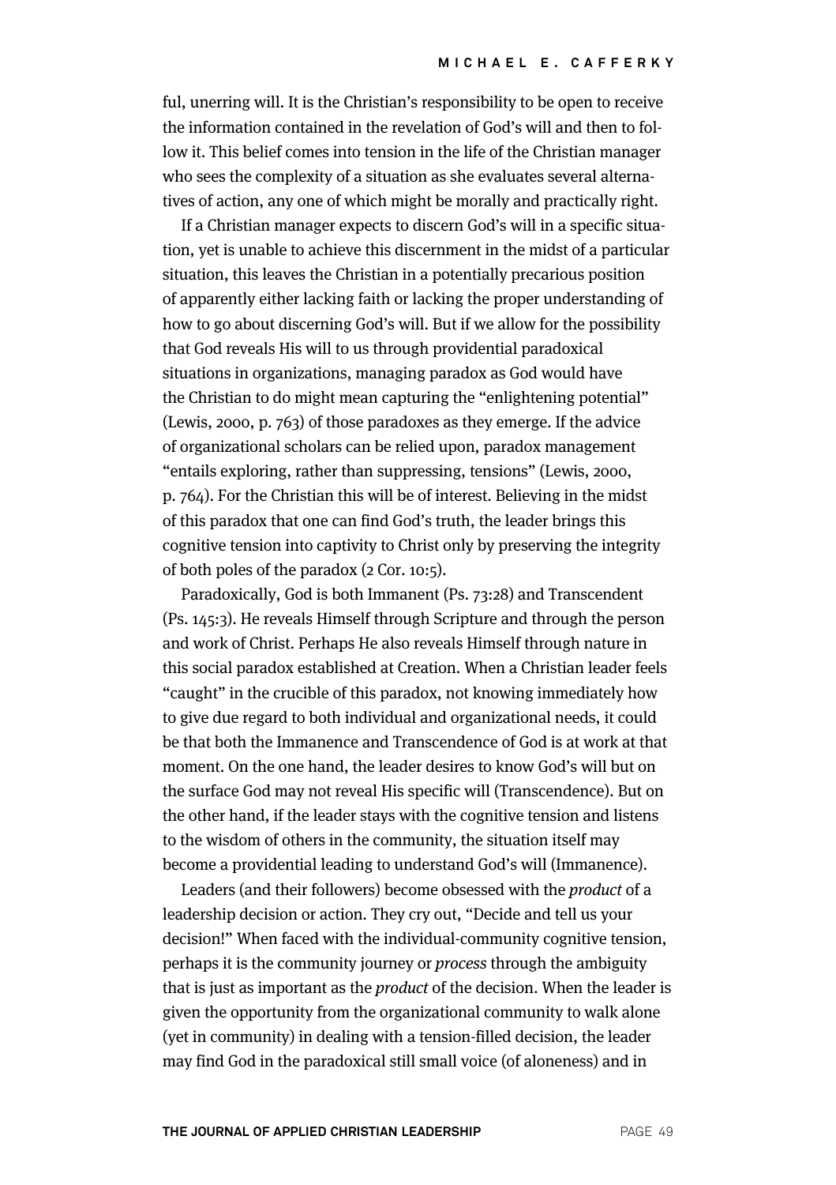ful, unerring will. It is the Christian's responsibility to be open to receive the information contained in the revelation of God's will and then to follow it. This belief comes into tension in the life of the Christian manager who sees the complexity of a situation as she evaluates several alternatives of action, any one of which might be morally and practically right.

If a Christian manager expects to discern God's will in a specific situation, yet is unable to achieve this discernment in the midst of a particular situation, this leaves the Christian in a potentially precarious position of apparently either lacking faith or lacking the proper understanding of how to go about discerning God's will. But if we allow for the possibility that God reveals His will to us through providential paradoxical situations in organizations, managing paradox as God would have the Christian to do might mean capturing the "enlightening potential" (Lewis, 2000, p. 763) of those paradoxes as they emerge. If the advice of organizational scholars can be relied upon, paradox management "entails exploring, rather than suppressing, tensions" (Lewis, 2000, p. 764). For the Christian this will be of interest. Believing in the midst of this paradox that one can find God's truth, the leader brings this cognitive tension into captivity to Christ only by preserving the integrity of both poles of the paradox (2 Cor. 10:5).

Paradoxically, God is both Immanent (Ps. 73:28) and Transcendent (Ps. 145:3). He reveals Himself through Scripture and through the person and work of Christ. Perhaps He also reveals Himself through nature in this social paradox established at Creation. When a Christian leader feels "caught" in the crucible of this paradox, not knowing immediately how to give due regard to both individual and organizational needs, it could be that both the Immanence and Transcendence of God is at work at that moment. On the one hand, the leader desires to know God's will but on the surface God may not reveal His specific will (Transcendence). But on the other hand, if the leader stays with the cognitive tension and listens to the wisdom of others in the community, the situation itself may become a providential leading to understand God's will (Immanence).

Leaders (and their followers) become obsessed with the *product* of a leadership decision or action. They cry out, "Decide and tell us your decision!" When faced with the individual-community cognitive tension, perhaps it is the community journey or *process* through the ambiguity that is just as important as the *product* of the decision. When the leader is given the opportunity from the organizational community to walk alone (yet in community) in dealing with a tension-filled decision, the leader may find God in the paradoxical still small voice (of aloneness) and in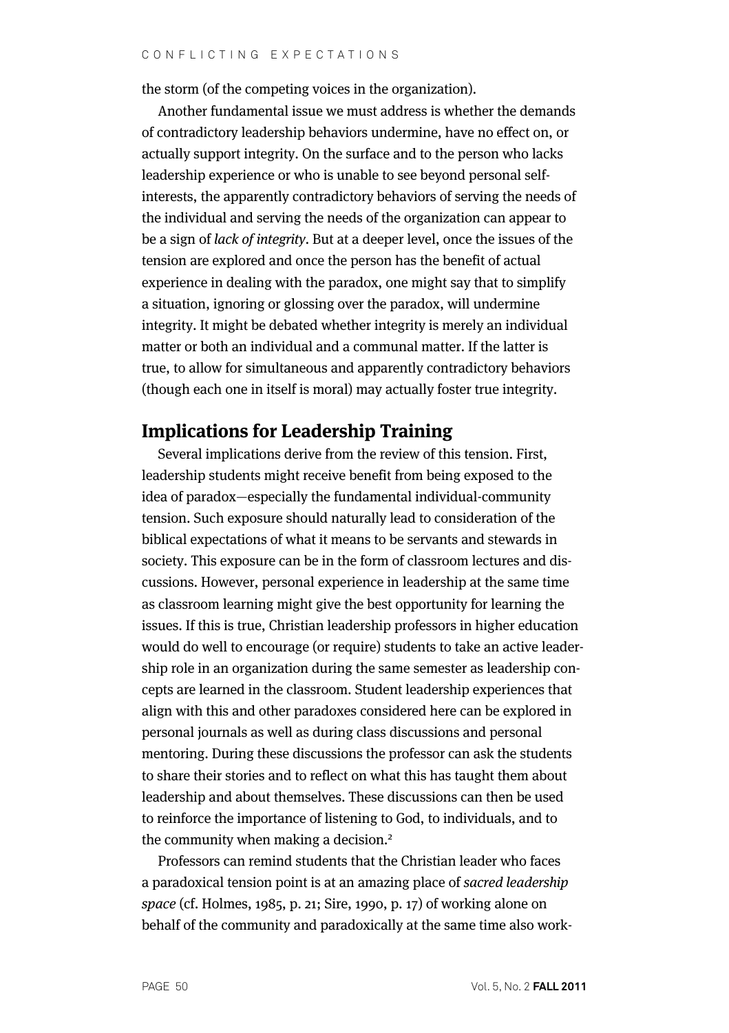the storm (of the competing voices in the organization).

Another fundamental issue we must address is whether the demands of contradictory leadership behaviors undermine, have no effect on, or actually support integrity. On the surface and to the person who lacks leadership experience or who is unable to see beyond personal self-interests, the apparently contradictory behaviors of serving the needs of the individual and serving the needs of the organization can appear to be a sign of *lack of integrity*. But at a deeper level, once the issues of the tension are explored and once the person has the benefit of actual experience in dealing with the paradox, one might say that to simplify a situation, ignoring or glossing over the paradox, will undermine integrity. It might be debated whether integrity is merely an individual matter or both an individual and a communal matter. If the latter is true, to allow for simultaneous and apparently contradictory behaviors (though each one in itself is moral) may actually foster true integrity.

## Implications for Leadership Training

Several implications derive from the review of this tension. First, leadership students might receive benefit from being exposed to the idea of paradox—especially the fundamental individual-community tension. Such exposure should naturally lead to consideration of the biblical expectations of what it means to be servants and stewards in society. This exposure can be in the form of classroom lectures and discussions. However, personal experience in leadership at the same time as classroom learning might give the best opportunity for learning the issues. If this is true, Christian leadership professors in higher education would do well to encourage (or require) students to take an active leadership role in an organization during the same semester as leadership concepts are learned in the classroom. Student leadership experiences that align with this and other paradoxes considered here can be explored in personal journals as well as during class discussions and personal mentoring. During these discussions the professor can ask the students to share their stories and to reflect on what this has taught them about leadership and about themselves. These discussions can then be used to reinforce the importance of listening to God, to individuals, and to the community when making a decision.[2]

Professors can remind students that the Christian leader who faces a paradoxical tension point is at an amazing place of *sacred leadership space* (cf. Holmes, 1985, p. 21; Sire, 1990, p. 17) of working alone on behalf of the community and paradoxically at the same time also work-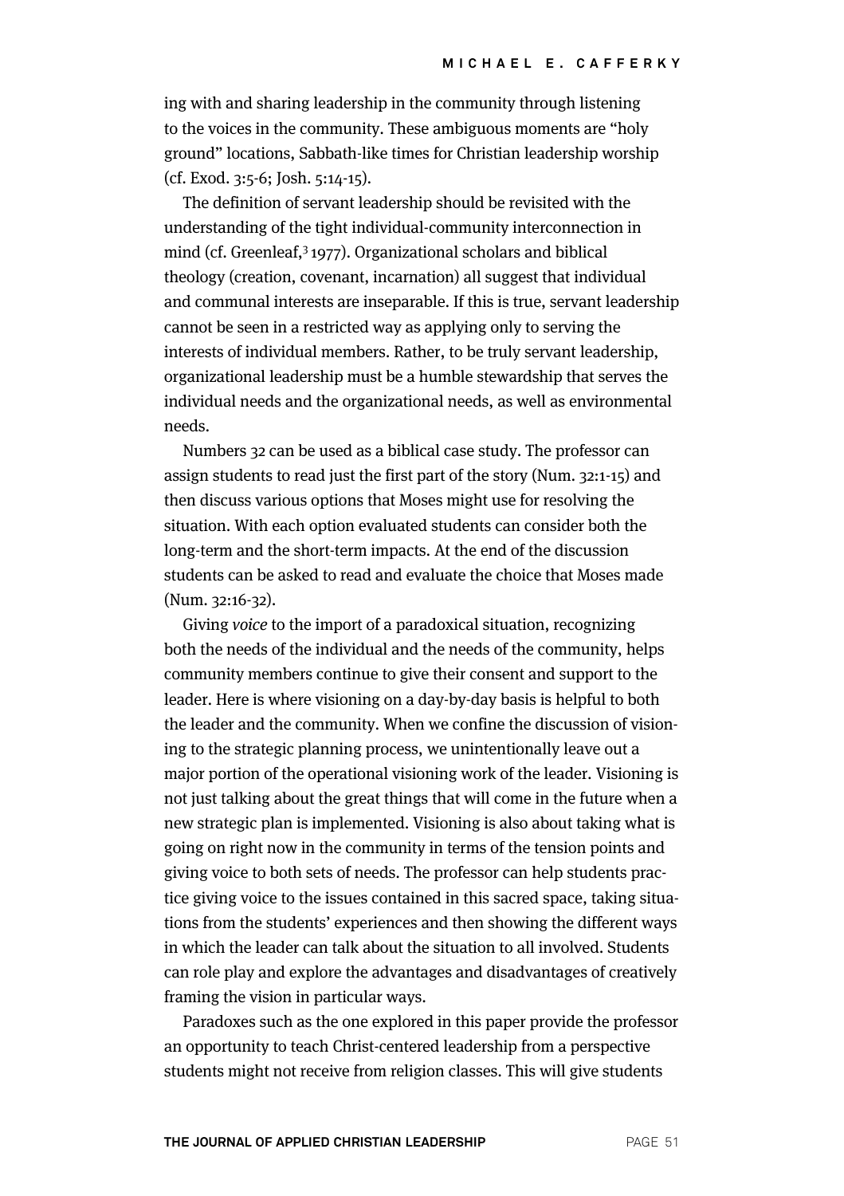ing with and sharing leadership in the community through listening to the voices in the community. These ambiguous moments are "holy ground" locations, Sabbath-like times for Christian leadership worship (cf. Exod. 3:5-6; Josh. 5:14-15).

The definition of servant leadership should be revisited with the understanding of the tight individual-community interconnection in mind (cf. Greenleaf,[3] 1977). Organizational scholars and biblical theology (creation, covenant, incarnation) all suggest that individual and communal interests are inseparable. If this is true, servant leadership cannot be seen in a restricted way as applying only to serving the interests of individual members. Rather, to be truly servant leadership, organizational leadership must be a humble stewardship that serves the individual needs and the organizational needs, as well as environmental needs.

Numbers 32 can be used as a biblical case study. The professor can assign students to read just the first part of the story (Num. 32:1-15) and then discuss various options that Moses might use for resolving the situation. With each option evaluated students can consider both the long-term and the short-term impacts. At the end of the discussion students can be asked to read and evaluate the choice that Moses made (Num. 32:16-32).

Giving *voice* to the import of a paradoxical situation, recognizing both the needs of the individual and the needs of the community, helps community members continue to give their consent and support to the leader. Here is where visioning on a day-by-day basis is helpful to both the leader and the community. When we confine the discussion of visioning to the strategic planning process, we unintentionally leave out a major portion of the operational visioning work of the leader. Visioning is not just talking about the great things that will come in the future when a new strategic plan is implemented. Visioning is also about taking what is going on right now in the community in terms of the tension points and giving voice to both sets of needs. The professor can help students practice giving voice to the issues contained in this sacred space, taking situations from the students' experiences and then showing the different ways in which the leader can talk about the situation to all involved. Students can role play and explore the advantages and disadvantages of creatively framing the vision in particular ways.

Paradoxes such as the one explored in this paper provide the professor an opportunity to teach Christ-centered leadership from a perspective students might not receive from religion classes. This will give students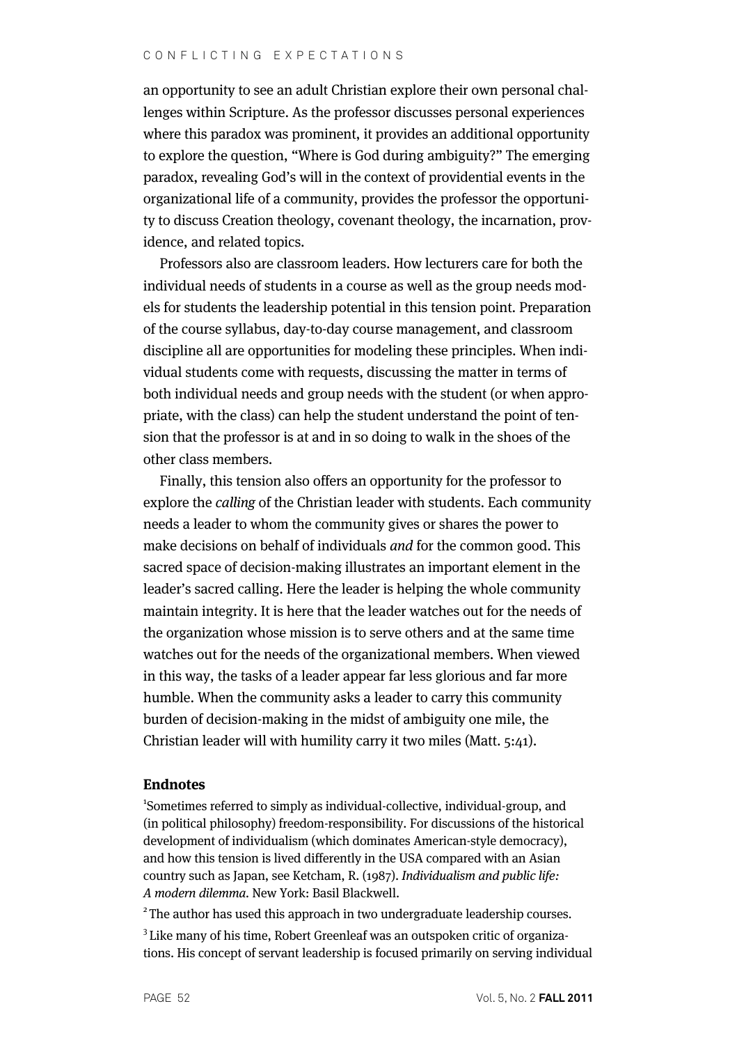an opportunity to see an adult Christian explore their own personal challenges within Scripture. As the professor discusses personal experiences where this paradox was prominent, it provides an additional opportunity to explore the question, "Where is God during ambiguity?" The emerging paradox, revealing God's will in the context of providential events in the organizational life of a community, provides the professor the opportunity to discuss Creation theology, covenant theology, the incarnation, providence, and related topics.

Professors also are classroom leaders. How lecturers care for both the individual needs of students in a course as well as the group needs models for students the leadership potential in this tension point. Preparation of the course syllabus, day-to-day course management, and classroom discipline all are opportunities for modeling these principles. When individual students come with requests, discussing the matter in terms of both individual needs and group needs with the student (or when appropriate, with the class) can help the student understand the point of tension that the professor is at and in so doing to walk in the shoes of the other class members.

Finally, this tension also offers an opportunity for the professor to explore the *calling* of the Christian leader with students. Each community needs a leader to whom the community gives or shares the power to make decisions on behalf of individuals *and* for the common good. This sacred space of decision-making illustrates an important element in the leader's sacred calling. Here the leader is helping the whole community maintain integrity. It is here that the leader watches out for the needs of the organization whose mission is to serve others and at the same time watches out for the needs of the organizational members. When viewed in this way, the tasks of a leader appear far less glorious and far more humble. When the community asks a leader to carry this community burden of decision-making in the midst of ambiguity one mile, the Christian leader will with humility carry it two miles (Matt. 5:41).

## Endnotes

[1]Sometimes referred to simply as individual-collective, individual-group, and (in political philosophy) freedom-responsibility. For discussions of the historical development of individualism (which dominates American-style democracy), and how this tension is lived differently in the USA compared with an Asian country such as Japan, see Ketcham, R. (1987). *Individualism and public life: A modern dilemma*. New York: Basil Blackwell.

[2] The author has used this approach in two undergraduate leadership courses.

[3] Like many of his time, Robert Greenleaf was an outspoken critic of organizations. His concept of servant leadership is focused primarily on serving individual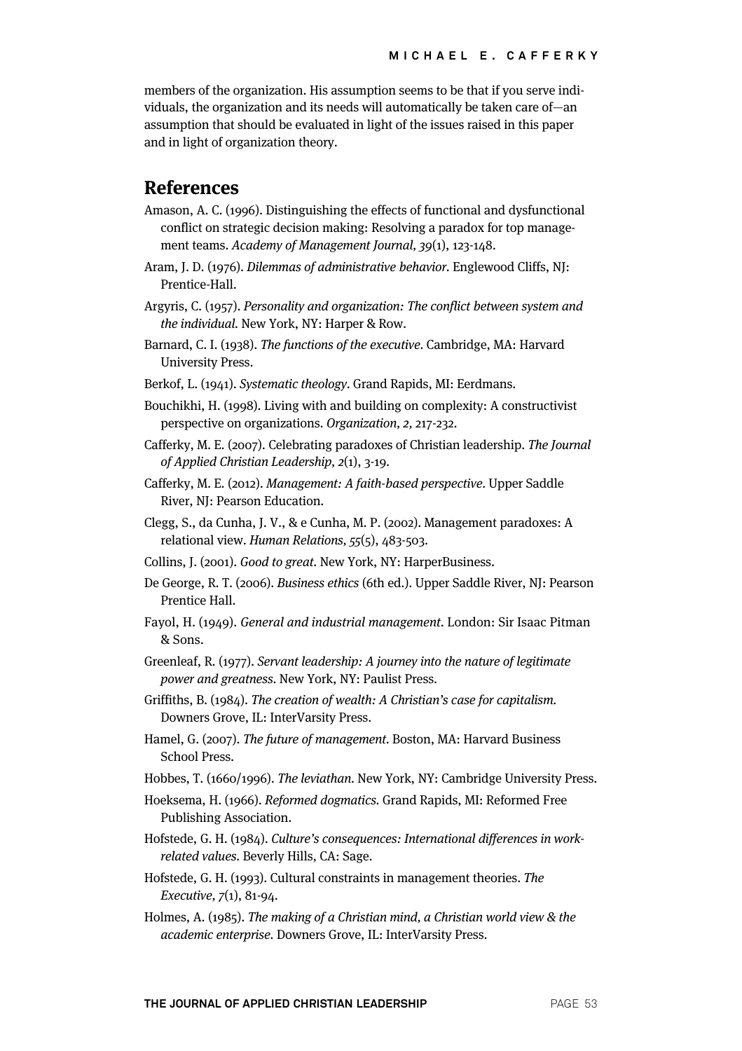members of the organization. His assumption seems to be that if you serve individuals, the organization and its needs will automatically be taken care of—an assumption that should be evaluated in light of the issues raised in this paper and in light of organization theory.

## References

Amason, A. C. (1996). Distinguishing the effects of functional and dysfunctional conflict on strategic decision making: Resolving a paradox for top management teams. *Academy of Management Journal, 39*(1), 123-148.

Aram, J. D. (1976). *Dilemmas of administrative behavior.* Englewood Cliffs, NJ: Prentice-Hall.

Argyris, C. (1957). *Personality and organization: The conflict between system and the individual.* New York, NY: Harper & Row.

Barnard, C. I. (1938). *The functions of the executive.* Cambridge, MA: Harvard University Press.

Berkof, L. (1941). *Systematic theology.* Grand Rapids, MI: Eerdmans.

Bouchikhi, H. (1998). Living with and building on complexity: A constructivist perspective on organizations. *Organization, 2,* 217-232.

Cafferky, M. E. (2007). Celebrating paradoxes of Christian leadership. *The Journal of Applied Christian Leadership, 2*(1), 3-19.

Cafferky, M. E. (2012). *Management: A faith-based perspective.* Upper Saddle River, NJ: Pearson Education.

Clegg, S., da Cunha, J. V., & e Cunha, M. P. (2002). Management paradoxes: A relational view. *Human Relations, 55*(5), 483-503.

Collins, J. (2001). *Good to great.* New York, NY: HarperBusiness.

De George, R. T. (2006). *Business ethics* (6th ed.). Upper Saddle River, NJ: Pearson Prentice Hall.

Fayol, H. (1949). *General and industrial management.* London: Sir Isaac Pitman & Sons.

Greenleaf, R. (1977). *Servant leadership: A journey into the nature of legitimate power and greatness.* New York, NY: Paulist Press.

Griffiths, B. (1984). *The creation of wealth: A Christian's case for capitalism.* Downers Grove, IL: InterVarsity Press.

Hamel, G. (2007). *The future of management.* Boston, MA: Harvard Business School Press.

Hobbes, T. (1660/1996). *The leviathan.* New York, NY: Cambridge University Press.

Hoeksema, H. (1966). *Reformed dogmatics.* Grand Rapids, MI: Reformed Free Publishing Association.

Hofstede, G. H. (1984). *Culture's consequences: International differences in work-related values.* Beverly Hills, CA: Sage.

Hofstede, G. H. (1993). Cultural constraints in management theories. *The Executive, 7*(1), 81-94.

Holmes, A. (1985). *The making of a Christian mind, a Christian world view & the academic enterprise.* Downers Grove, IL: InterVarsity Press.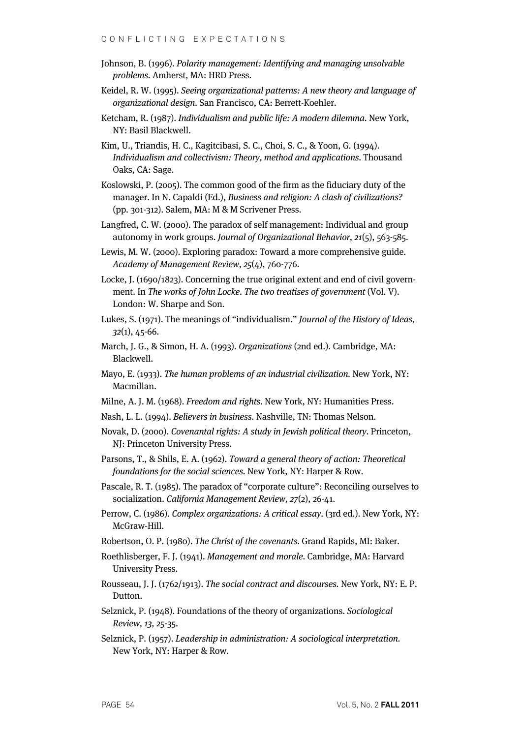Johnson, B. (1996). *Polarity management: Identifying and managing unsolvable problems.* Amherst, MA: HRD Press.

Keidel, R. W. (1995). *Seeing organizational patterns: A new theory and language of organizational design.* San Francisco, CA: Berrett-Koehler.

Ketcham, R. (1987). *Individualism and public life: A modern dilemma.* New York, NY: Basil Blackwell.

Kim, U., Triandis, H. C., Kagitcibasi, S. C., Choi, S. C., & Yoon, G. (1994). *Individualism and collectivism: Theory, method and applications.* Thousand Oaks, CA: Sage.

Koslowski, P. (2005). The common good of the firm as the fiduciary duty of the manager. In N. Capaldi (Ed.), *Business and religion: A clash of civilizations?* (pp. 301-312). Salem, MA: M & M Scrivener Press.

Langfred, C. W. (2000). The paradox of self management: Individual and group autonomy in work groups. *Journal of Organizational Behavior, 21*(5), 563-585.

Lewis, M. W. (2000). Exploring paradox: Toward a more comprehensive guide. *Academy of Management Review, 25*(4), 760-776.

Locke, J. (1690/1823). Concerning the true original extent and end of civil government. In *The works of John Locke. The two treatises of government* (Vol. V). London: W. Sharpe and Son.

Lukes, S. (1971). The meanings of "individualism." *Journal of the History of Ideas, 32*(1), 45-66.

March, J. G., & Simon, H. A. (1993). *Organizations* (2nd ed.). Cambridge, MA: Blackwell.

Mayo, E. (1933). *The human problems of an industrial civilization.* New York, NY: Macmillan.

Milne, A. J. M. (1968). *Freedom and rights.* New York, NY: Humanities Press.

Nash, L. L. (1994). *Believers in business.* Nashville, TN: Thomas Nelson.

Novak, D. (2000). *Covenantal rights: A study in Jewish political theory.* Princeton, NJ: Princeton University Press.

Parsons, T., & Shils, E. A. (1962). *Toward a general theory of action: Theoretical foundations for the social sciences.* New York, NY: Harper & Row.

Pascale, R. T. (1985). The paradox of "corporate culture": Reconciling ourselves to socialization. *California Management Review, 27*(2), 26-41.

Perrow, C. (1986). *Complex organizations: A critical essay.* (3rd ed.). New York, NY: McGraw-Hill.

Robertson, O. P. (1980). *The Christ of the covenants.* Grand Rapids, MI: Baker.

Roethlisberger, F. J. (1941). *Management and morale.* Cambridge, MA: Harvard University Press.

Rousseau, J. J. (1762/1913). *The social contract and discourses.* New York, NY: E. P. Dutton.

Selznick, P. (1948). Foundations of the theory of organizations. *Sociological Review, 13*, 25-35.

Selznick, P. (1957). *Leadership in administration: A sociological interpretation.* New York, NY: Harper & Row.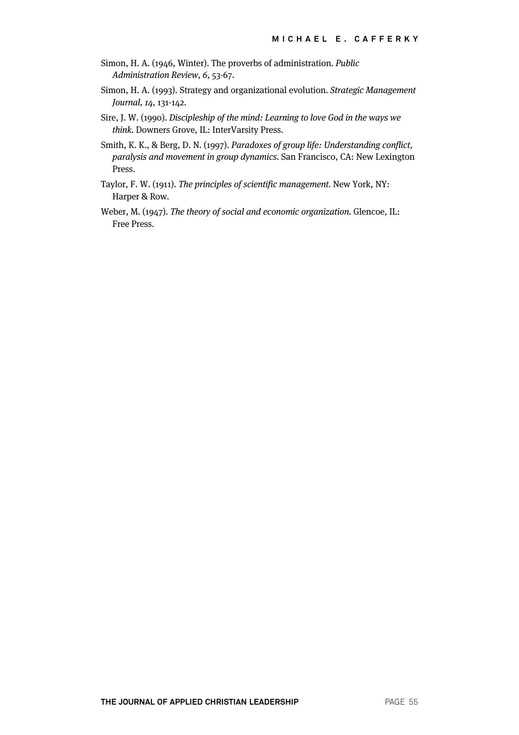Simon, H. A. (1946, Winter). The proverbs of administration. *Public Administration Review, 6*, 53-67.

Simon, H. A. (1993). Strategy and organizational evolution. *Strategic Management Journal, 14*, 131-142.

Sire, J. W. (1990). *Discipleship of the mind: Learning to love God in the ways we think*. Downers Grove, IL: InterVarsity Press.

Smith, K. K., & Berg, D. N. (1997). *Paradoxes of group life: Understanding conflict, paralysis and movement in group dynamics*. San Francisco, CA: New Lexington Press.

Taylor, F. W. (1911). *The principles of scientific management*. New York, NY: Harper & Row.

Weber, M. (1947). *The theory of social and economic organization*. Glencoe, IL: Free Press.